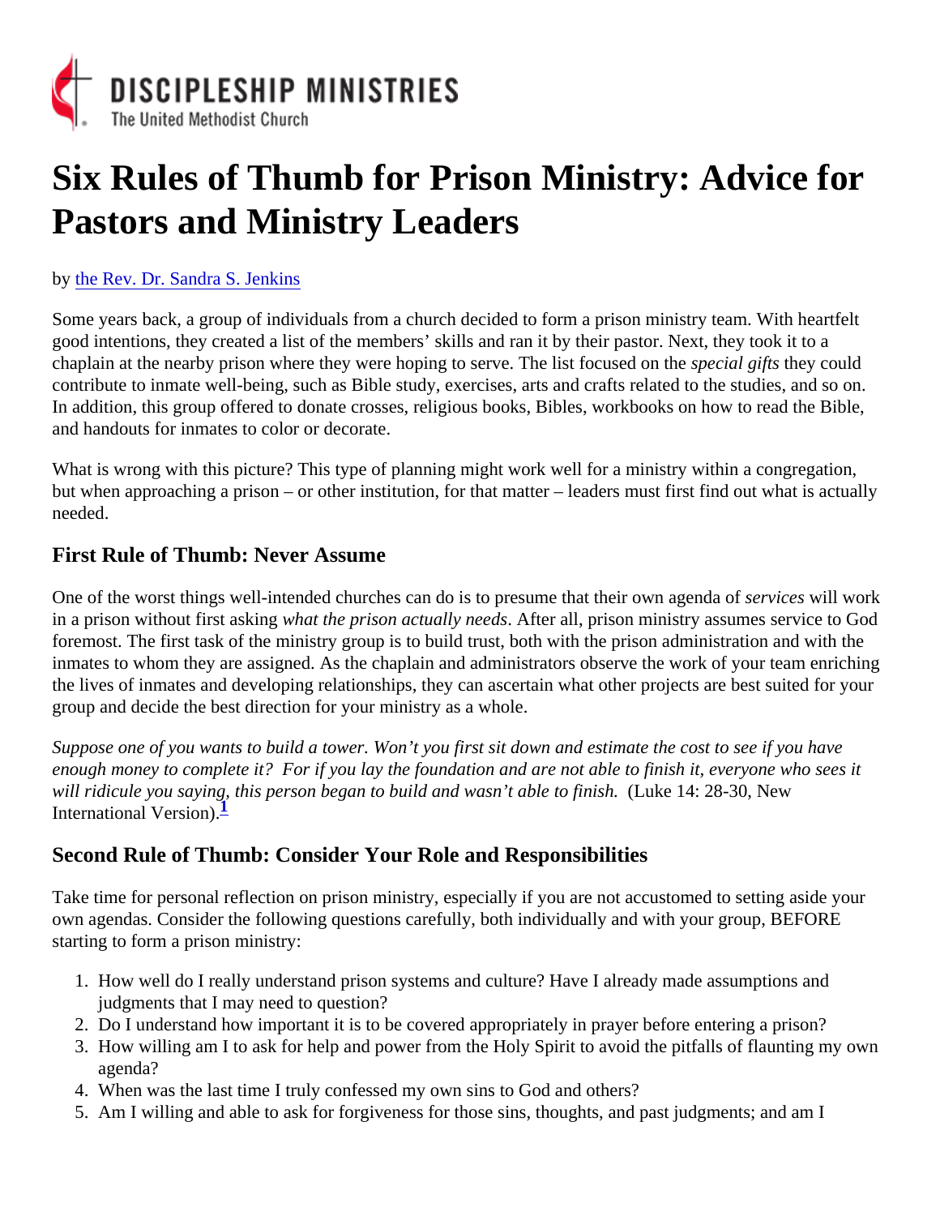DISCIPLESHIP MINISTRIES
The United Methodist Church

# Six Rules of Thumb for Prison Ministry: Advice for Pastors and Ministry Leaders

by the Rev. Dr. Sandra S. Jenkins

Some years back, a group of individuals from a church decided to form a prison ministry team. With heartfelt good intentions, they created a list of the members' skills and ran it by their pastor. Next, they took it to a chaplain at the nearby prison where they were hoping to serve. The list focused on the *special gifts* they could contribute to inmate well-being, such as Bible study, exercises, arts and crafts related to the studies, and so on. In addition, this group offered to donate crosses, religious books, Bibles, workbooks on how to read the Bible, and handouts for inmates to color or decorate.

What is wrong with this picture? This type of planning might work well for a ministry within a congregation, but when approaching a prison – or other institution, for that matter – leaders must first find out what is actually needed.

## First Rule of Thumb: Never Assume

One of the worst things well-intended churches can do is to presume that their own agenda of *services* will work in a prison without first asking *what the prison actually needs*. After all, prison ministry assumes service to God foremost. The first task of the ministry group is to build trust, both with the prison administration and with the inmates to whom they are assigned. As the chaplain and administrators observe the work of your team enriching the lives of inmates and developing relationships, they can ascertain what other projects are best suited for your group and decide the best direction for your ministry as a whole.

*Suppose one of you wants to build a tower. Won't you first sit down and estimate the cost to see if you have enough money to complete it? For if you lay the foundation and are not able to finish it, everyone who sees it will ridicule you saying, this person began to build and wasn't able to finish.* (Luke 14: 28-30, New International Version).[1]

## Second Rule of Thumb: Consider Your Role and Responsibilities

Take time for personal reflection on prison ministry, especially if you are not accustomed to setting aside your own agendas. Consider the following questions carefully, both individually and with your group, BEFORE starting to form a prison ministry:

1. How well do I really understand prison systems and culture? Have I already made assumptions and judgments that I may need to question?
2. Do I understand how important it is to be covered appropriately in prayer before entering a prison?
3. How willing am I to ask for help and power from the Holy Spirit to avoid the pitfalls of flaunting my own agenda?
4. When was the last time I truly confessed my own sins to God and others?
5. Am I willing and able to ask for forgiveness for those sins, thoughts, and past judgments; and am I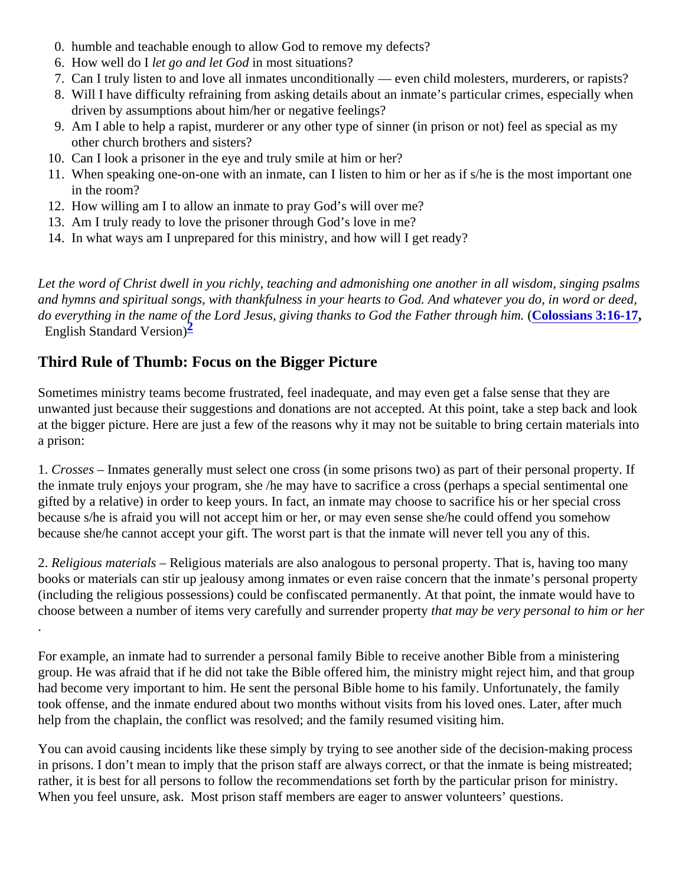0. humble and teachable enough to allow God to remove my defects?
6. How well do I *let go and let God* in most situations?
7. Can I truly listen to and love all inmates unconditionally — even child molesters, murderers, or rapists?
8. Will I have difficulty refraining from asking details about an inmate's particular crimes, especially when driven by assumptions about him/her or negative feelings?
9. Am I able to help a rapist, murderer or any other type of sinner (in prison or not) feel as special as my other church brothers and sisters?
10. Can I look a prisoner in the eye and truly smile at him or her?
11. When speaking one-on-one with an inmate, can I listen to him or her as if s/he is the most important one in the room?
12. How willing am I to allow an inmate to pray God's will over me?
13. Am I truly ready to love the prisoner through God's love in me?
14. In what ways am I unprepared for this ministry, and how will I get ready?

*Let the word of Christ dwell in you richly, teaching and admonishing one another in all wisdom, singing psalms and hymns and spiritual songs, with thankfulness in your hearts to God. And whatever you do, in word or deed, do everything in the name of the Lord Jesus, giving thanks to God the Father through him.* (**Colossians 3:16-17**, English Standard Version)[2]

## Third Rule of Thumb: Focus on the Bigger Picture

Sometimes ministry teams become frustrated, feel inadequate, and may even get a false sense that they are unwanted just because their suggestions and donations are not accepted. At this point, take a step back and look at the bigger picture. Here are just a few of the reasons why it may not be suitable to bring certain materials into a prison:

1. *Crosses* – Inmates generally must select one cross (in some prisons two) as part of their personal property. If the inmate truly enjoys your program, she /he may have to sacrifice a cross (perhaps a special sentimental one gifted by a relative) in order to keep yours. In fact, an inmate may choose to sacrifice his or her special cross because s/he is afraid you will not accept him or her, or may even sense she/he could offend you somehow because she/he cannot accept your gift. The worst part is that the inmate will never tell you any of this.

2. *Religious materials* – Religious materials are also analogous to personal property. That is, having too many books or materials can stir up jealousy among inmates or even raise concern that the inmate's personal property (including the religious possessions) could be confiscated permanently. At that point, the inmate would have to choose between a number of items very carefully and surrender property *that may be very personal to him or her*.

For example, an inmate had to surrender a personal family Bible to receive another Bible from a ministering group. He was afraid that if he did not take the Bible offered him, the ministry might reject him, and that group had become very important to him. He sent the personal Bible home to his family. Unfortunately, the family took offense, and the inmate endured about two months without visits from his loved ones. Later, after much help from the chaplain, the conflict was resolved; and the family resumed visiting him.

You can avoid causing incidents like these simply by trying to see another side of the decision-making process in prisons. I don't mean to imply that the prison staff are always correct, or that the inmate is being mistreated; rather, it is best for all persons to follow the recommendations set forth by the particular prison for ministry. When you feel unsure, ask. Most prison staff members are eager to answer volunteers' questions.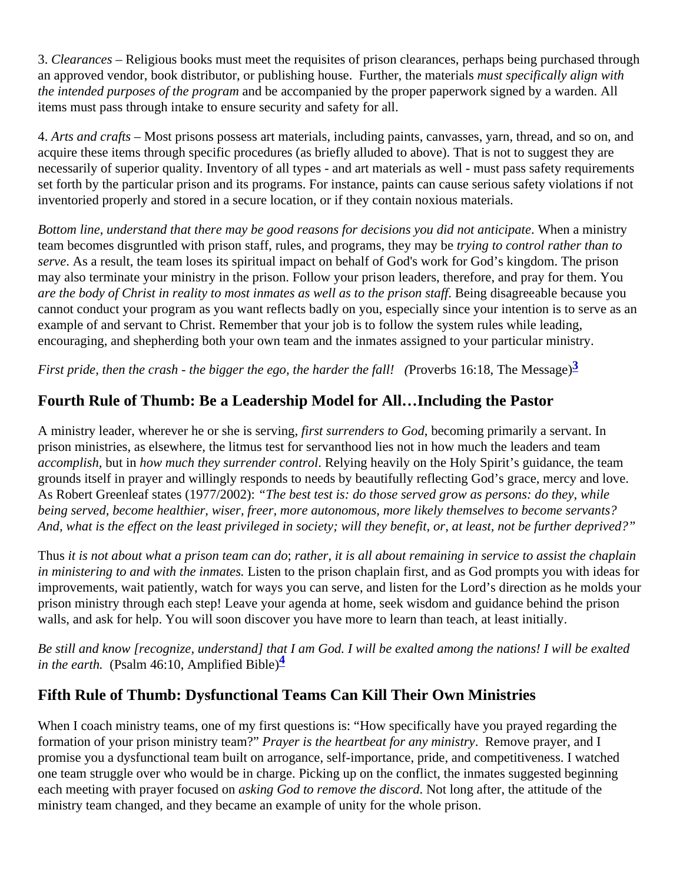3. *Clearances* – Religious books must meet the requisites of prison clearances, perhaps being purchased through an approved vendor, book distributor, or publishing house. Further, the materials *must specifically align with the intended purposes of the program* and be accompanied by the proper paperwork signed by a warden. All items must pass through intake to ensure security and safety for all.

4. *Arts and crafts* – Most prisons possess art materials, including paints, canvasses, yarn, thread, and so on, and acquire these items through specific procedures (as briefly alluded to above). That is not to suggest they are necessarily of superior quality. Inventory of all types - and art materials as well - must pass safety requirements set forth by the particular prison and its programs. For instance, paints can cause serious safety violations if not inventoried properly and stored in a secure location, or if they contain noxious materials.

*Bottom line, understand that there may be good reasons for decisions you did not anticipate*. When a ministry team becomes disgruntled with prison staff, rules, and programs, they may be *trying to control rather than to serve*. As a result, the team loses its spiritual impact on behalf of God's work for God's kingdom. The prison may also terminate your ministry in the prison. Follow your prison leaders, therefore, and pray for them. You *are the body of Christ in reality to most inmates as well as to the prison staff*. Being disagreeable because you cannot conduct your program as you want reflects badly on you, especially since your intention is to serve as an example of and servant to Christ. Remember that your job is to follow the system rules while leading, encouraging, and shepherding both your own team and the inmates assigned to your particular ministry.

*First pride, then the crash - the bigger the ego, the harder the fall!* (Proverbs 16:18, The Message)[3]

## Fourth Rule of Thumb: Be a Leadership Model for All…Including the Pastor

A ministry leader, wherever he or she is serving, *first surrenders to God*, becoming primarily a servant. In prison ministries, as elsewhere, the litmus test for servanthood lies not in how much the leaders and team *accomplish*, but in *how much they surrender control*. Relying heavily on the Holy Spirit's guidance, the team grounds itself in prayer and willingly responds to needs by beautifully reflecting God's grace, mercy and love. As Robert Greenleaf states (1977/2002): *"The best test is: do those served grow as persons: do they, while being served, become healthier, wiser, freer, more autonomous, more likely themselves to become servants? And, what is the effect on the least privileged in society; will they benefit, or, at least, not be further deprived?"*

Thus *it is not about what a prison team can do*; *rather, it is all about remaining in service to assist the chaplain in ministering to and with the inmates.* Listen to the prison chaplain first, and as God prompts you with ideas for improvements, wait patiently, watch for ways you can serve, and listen for the Lord's direction as he molds your prison ministry through each step! Leave your agenda at home, seek wisdom and guidance behind the prison walls, and ask for help. You will soon discover you have more to learn than teach, at least initially.

*Be still and know [recognize, understand] that I am God. I will be exalted among the nations! I will be exalted in the earth.* (Psalm 46:10, Amplified Bible)[4]

## Fifth Rule of Thumb: Dysfunctional Teams Can Kill Their Own Ministries

When I coach ministry teams, one of my first questions is: "How specifically have you prayed regarding the formation of your prison ministry team?" *Prayer is the heartbeat for any ministry*. Remove prayer, and I promise you a dysfunctional team built on arrogance, self-importance, pride, and competitiveness. I watched one team struggle over who would be in charge. Picking up on the conflict, the inmates suggested beginning each meeting with prayer focused on *asking God to remove the discord*. Not long after, the attitude of the ministry team changed, and they became an example of unity for the whole prison.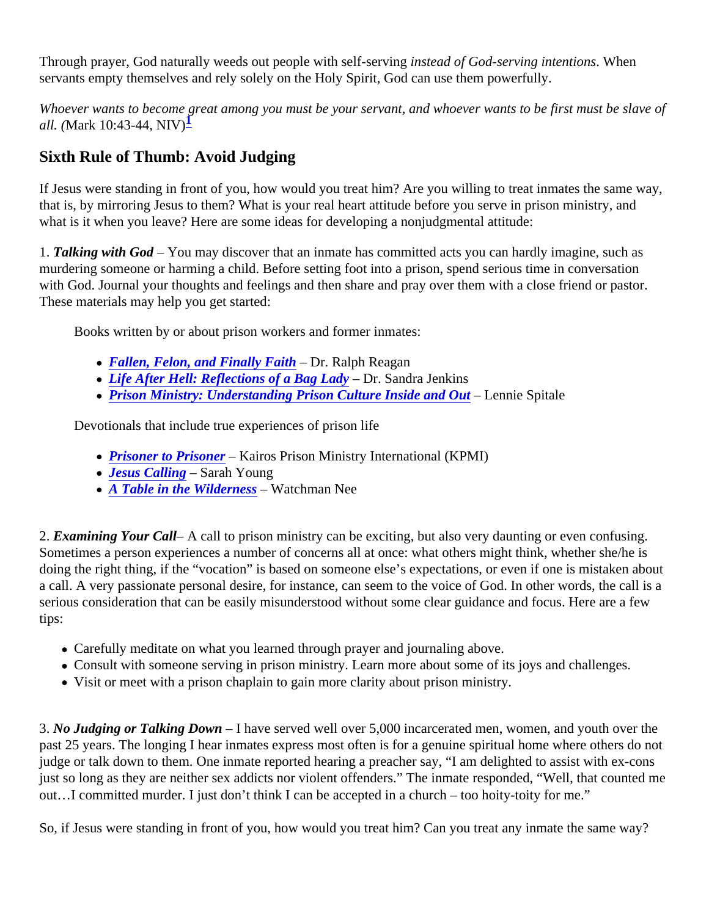Through prayer, God naturally weeds out people with self-serving *instead of God-serving intentions*. When servants empty themselves and rely solely on the Holy Spirit, God can use them powerfully.

*Whoever wants to become great among you must be your servant, and whoever wants to be first must be slave of all. (*Mark 10:43-44, NIV)[1]

## Sixth Rule of Thumb: Avoid Judging

If Jesus were standing in front of you, how would you treat him? Are you willing to treat inmates the same way, that is, by mirroring Jesus to them? What is your real heart attitude before you serve in prison ministry, and what is it when you leave? Here are some ideas for developing a nonjudgmental attitude:

1. ***Talking with God*** – You may discover that an inmate has committed acts you can hardly imagine, such as murdering someone or harming a child. Before setting foot into a prison, spend serious time in conversation with God. Journal your thoughts and feelings and then share and pray over them with a close friend or pastor. These materials may help you get started:

Books written by or about prison workers and former inmates:

- ***Fallen, Felon, and Finally Faith*** – Dr. Ralph Reagan
- ***Life After Hell: Reflections of a Bag Lady*** – Dr. Sandra Jenkins
- ***Prison Ministry: Understanding Prison Culture Inside and Out*** – Lennie Spitale

Devotionals that include true experiences of prison life

- ***Prisoner to Prisoner*** – Kairos Prison Ministry International (KPMI)
- ***Jesus Calling*** – Sarah Young
- ***A Table in the Wilderness*** – Watchman Nee

2. ***Examining Your Call***– A call to prison ministry can be exciting, but also very daunting or even confusing. Sometimes a person experiences a number of concerns all at once: what others might think, whether she/he is doing the right thing, if the "vocation" is based on someone else's expectations, or even if one is mistaken about a call. A very passionate personal desire, for instance, can seem to the voice of God. In other words, the call is a serious consideration that can be easily misunderstood without some clear guidance and focus. Here are a few tips:

- Carefully meditate on what you learned through prayer and journaling above.
- Consult with someone serving in prison ministry. Learn more about some of its joys and challenges.
- Visit or meet with a prison chaplain to gain more clarity about prison ministry.

3. ***No Judging or Talking Down*** – I have served well over 5,000 incarcerated men, women, and youth over the past 25 years. The longing I hear inmates express most often is for a genuine spiritual home where others do not judge or talk down to them. One inmate reported hearing a preacher say, "I am delighted to assist with ex-cons just so long as they are neither sex addicts nor violent offenders." The inmate responded, "Well, that counted me out…I committed murder. I just don't think I can be accepted in a church – too hoity-toity for me."

So, if Jesus were standing in front of you, how would you treat him? Can you treat any inmate the same way?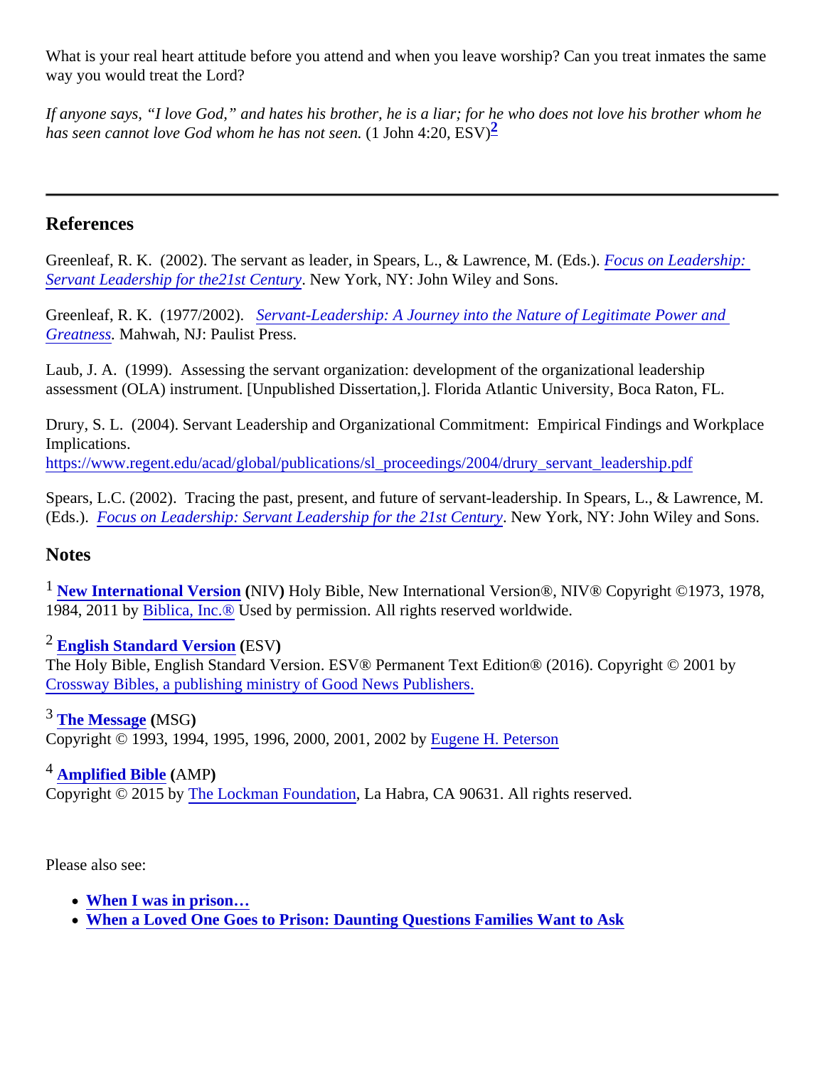What is your real heart attitude before you attend and when you leave worship? Can you treat inmates the same way you would treat the Lord?

*If anyone says, "I love God," and hates his brother, he is a liar; for he who does not love his brother whom he has seen cannot love God whom he has not seen.* (1 John 4:20, ESV)[2]

---

## References

Greenleaf, R. K. (2002). The servant as leader, in Spears, L., & Lawrence, M. (Eds.). *Focus on Leadership: Servant Leadership for the21st Century*. New York, NY: John Wiley and Sons.

Greenleaf, R. K. (1977/2002). *Servant-Leadership: A Journey into the Nature of Legitimate Power and Greatness.* Mahwah, NJ: Paulist Press.

Laub, J. A. (1999). Assessing the servant organization: development of the organizational leadership assessment (OLA) instrument. [Unpublished Dissertation,]. Florida Atlantic University, Boca Raton, FL.

Drury, S. L. (2004). Servant Leadership and Organizational Commitment: Empirical Findings and Workplace Implications. https://www.regent.edu/acad/global/publications/sl_proceedings/2004/drury_servant_leadership.pdf

Spears, L.C. (2002). Tracing the past, present, and future of servant-leadership. In Spears, L., & Lawrence, M. (Eds.). *Focus on Leadership: Servant Leadership for the 21st Century*. New York, NY: John Wiley and Sons.

## Notes

[1] **New International Version** (NIV) Holy Bible, New International Version®, NIV® Copyright ©1973, 1978, 1984, 2011 by Biblica, Inc.® Used by permission. All rights reserved worldwide.

[2] **English Standard Version** (ESV)
The Holy Bible, English Standard Version. ESV® Permanent Text Edition® (2016). Copyright © 2001 by Crossway Bibles, a publishing ministry of Good News Publishers.

[3] **The Message** (MSG)
Copyright © 1993, 1994, 1995, 1996, 2000, 2001, 2002 by Eugene H. Peterson

[4] **Amplified Bible** (AMP)
Copyright © 2015 by The Lockman Foundation, La Habra, CA 90631. All rights reserved.

Please also see:

- **When I was in prison…**
- **When a Loved One Goes to Prison: Daunting Questions Families Want to Ask**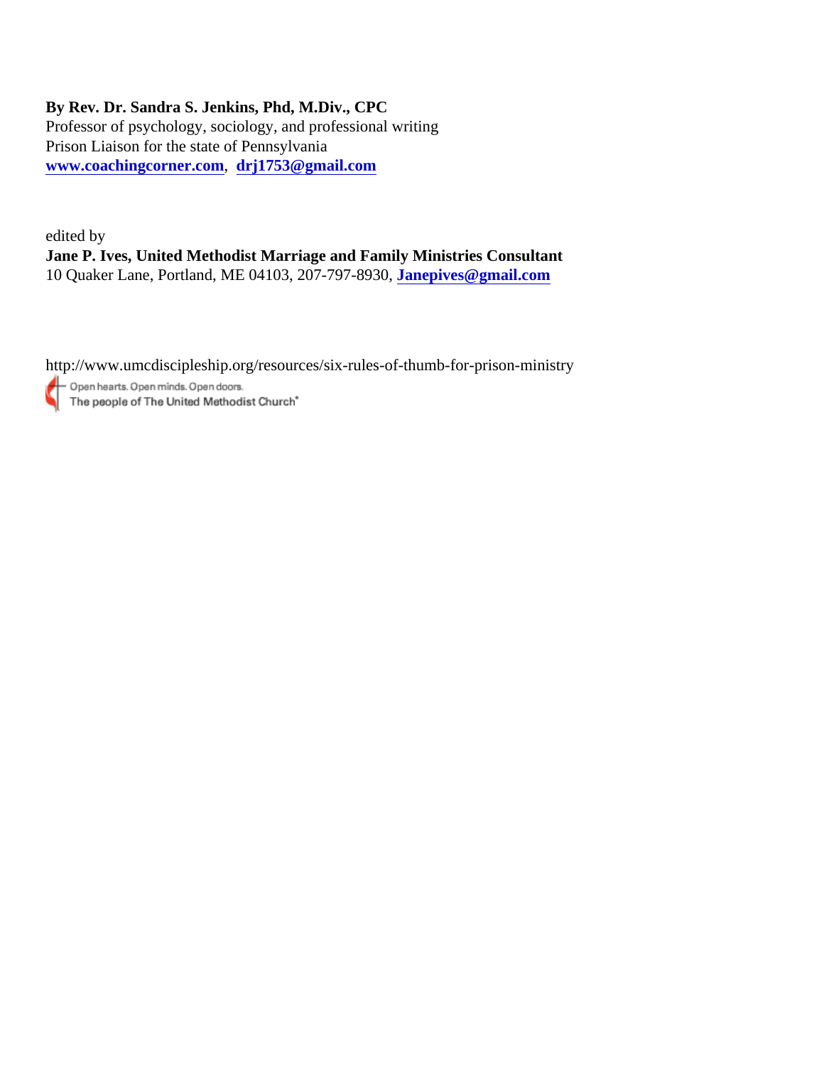**By Rev. Dr. Sandra S. Jenkins, Phd, M.Div., CPC**
Professor of psychology, sociology, and professional writing
Prison Liaison for the state of Pennsylvania
**www.coachingcorner.com**, **drj1753@gmail.com**

edited by
**Jane P. Ives, United Methodist Marriage and Family Ministries Consultant**
10 Quaker Lane, Portland, ME 04103, 207-797-8930, **Janepives@gmail.com**

http://www.umcdiscipleship.org/resources/six-rules-of-thumb-for-prison-ministry

Open hearts. Open minds. Open doors.
The people of The United Methodist Church®